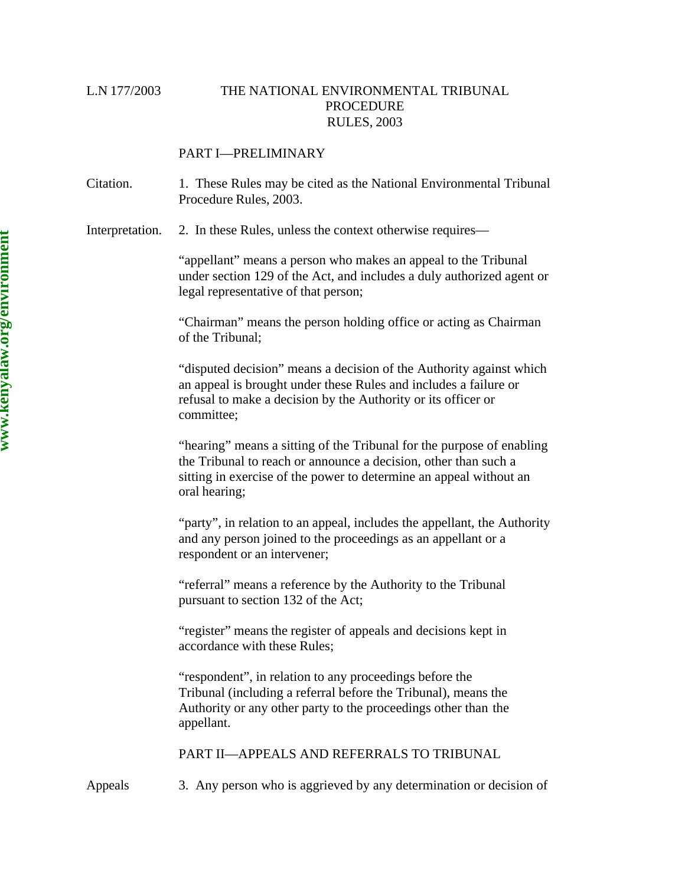L.N 177/2003

# THE NATIONAL ENVIRONMENTAL TRIBUNAL PROCEDURE RULES, 2003

## PART I—PRELIMINARY

Citation.

1. These Rules may be cited as the National Environmental Tribunal Procedure Rules, 2003.

Interpretation.

2. In these Rules, unless the context otherwise requires—

"appellant" means a person who makes an appeal to the Tribunal under section 129 of the Act, and includes a duly authorized agent or legal representative of that person;

"Chairman" means the person holding office or acting as Chairman of the Tribunal;

"disputed decision" means a decision of the Authority against which an appeal is brought under these Rules and includes a failure or refusal to make a decision by the Authority or its officer or committee;

"hearing" means a sitting of the Tribunal for the purpose of enabling the Tribunal to reach or announce a decision, other than such a sitting in exercise of the power to determine an appeal without an oral hearing;

"party", in relation to an appeal, includes the appellant, the Authority and any person joined to the proceedings as an appellant or a respondent or an intervener;

"referral" means a reference by the Authority to the Tribunal pursuant to section 132 of the Act;

"register" means the register of appeals and decisions kept in accordance with these Rules;

"respondent", in relation to any proceedings before the Tribunal (including a referral before the Tribunal), means the Authority or any other party to the proceedings other than the appellant.

## PART II—APPEALS AND REFERRALS TO TRIBUNAL

Appeals

3. Any person who is aggrieved by any determination or decision of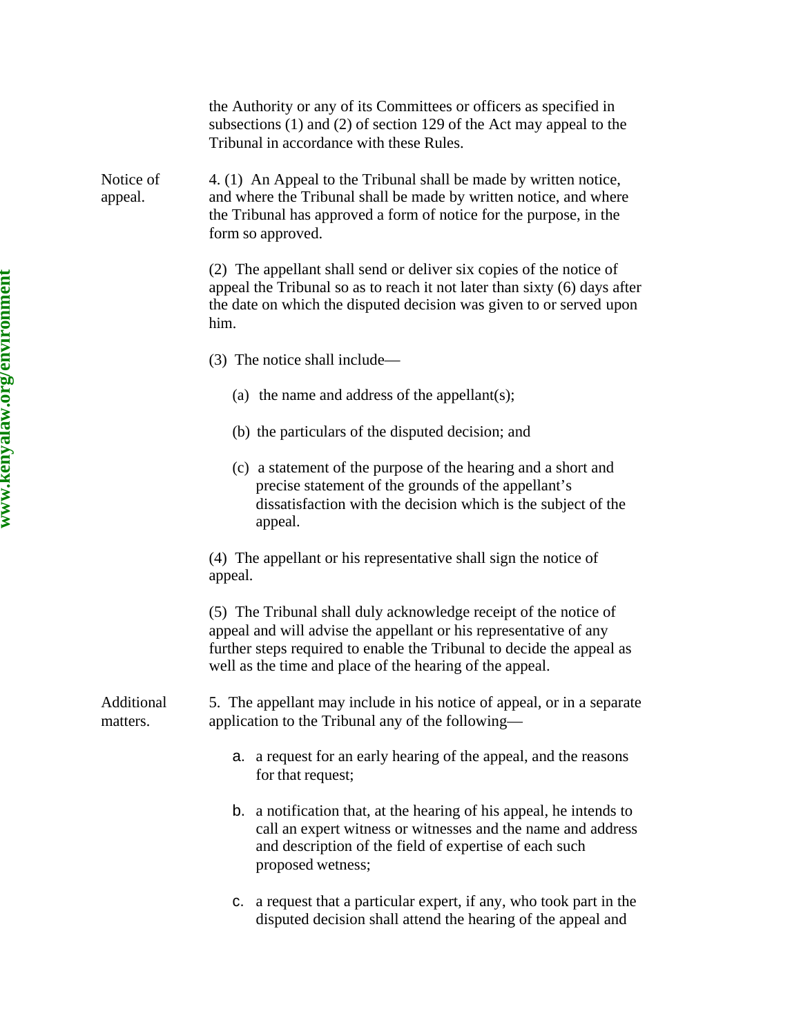the Authority or any of its Committees or officers as specified in subsections (1) and (2) of section 129 of the Act may appeal to the Tribunal in accordance with these Rules.

**Notice of appeal.**

4. (1) An Appeal to the Tribunal shall be made by written notice, and where the Tribunal shall be made by written notice, and where the Tribunal has approved a form of notice for the purpose, in the form so approved.

(2) The appellant shall send or deliver six copies of the notice of appeal the Tribunal so as to reach it not later than sixty (6) days after the date on which the disputed decision was given to or served upon him.

(3) The notice shall include—

(a) the name and address of the appellant(s);

(b) the particulars of the disputed decision; and

(c) a statement of the purpose of the hearing and a short and precise statement of the grounds of the appellant's dissatisfaction with the decision which is the subject of the appeal.

(4) The appellant or his representative shall sign the notice of appeal.

(5) The Tribunal shall duly acknowledge receipt of the notice of appeal and will advise the appellant or his representative of any further steps required to enable the Tribunal to decide the appeal as well as the time and place of the hearing of the appeal.

**Additional matters.**

5. The appellant may include in his notice of appeal, or in a separate application to the Tribunal any of the following—

a. a request for an early hearing of the appeal, and the reasons for that request;

b. a notification that, at the hearing of his appeal, he intends to call an expert witness or witnesses and the name and address and description of the field of expertise of each such proposed wetness;

c. a request that a particular expert, if any, who took part in the disputed decision shall attend the hearing of the appeal and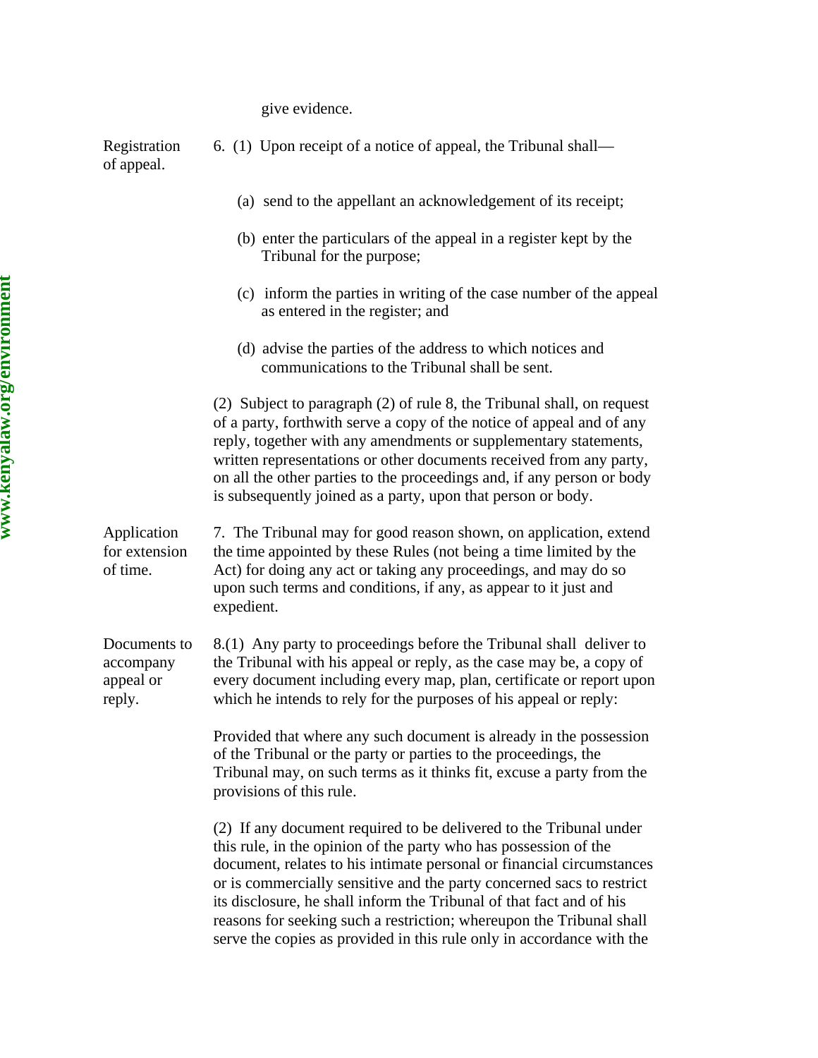give evidence.

**Registration of appeal.**

6. (1) Upon receipt of a notice of appeal, the Tribunal shall—

(a) send to the appellant an acknowledgement of its receipt;

(b) enter the particulars of the appeal in a register kept by the Tribunal for the purpose;

(c) inform the parties in writing of the case number of the appeal as entered in the register; and

(d) advise the parties of the address to which notices and communications to the Tribunal shall be sent.

(2) Subject to paragraph (2) of rule 8, the Tribunal shall, on request of a party, forthwith serve a copy of the notice of appeal and of any reply, together with any amendments or supplementary statements, written representations or other documents received from any party, on all the other parties to the proceedings and, if any person or body is subsequently joined as a party, upon that person or body.

**Application for extension of time.**

7. The Tribunal may for good reason shown, on application, extend the time appointed by these Rules (not being a time limited by the Act) for doing any act or taking any proceedings, and may do so upon such terms and conditions, if any, as appear to it just and expedient.

**Documents to accompany appeal or reply.**

8.(1) Any party to proceedings before the Tribunal shall deliver to the Tribunal with his appeal or reply, as the case may be, a copy of every document including every map, plan, certificate or report upon which he intends to rely for the purposes of his appeal or reply:

Provided that where any such document is already in the possession of the Tribunal or the party or parties to the proceedings, the Tribunal may, on such terms as it thinks fit, excuse a party from the provisions of this rule.

(2) If any document required to be delivered to the Tribunal under this rule, in the opinion of the party who has possession of the document, relates to his intimate personal or financial circumstances or is commercially sensitive and the party concerned sacs to restrict its disclosure, he shall inform the Tribunal of that fact and of his reasons for seeking such a restriction; whereupon the Tribunal shall serve the copies as provided in this rule only in accordance with the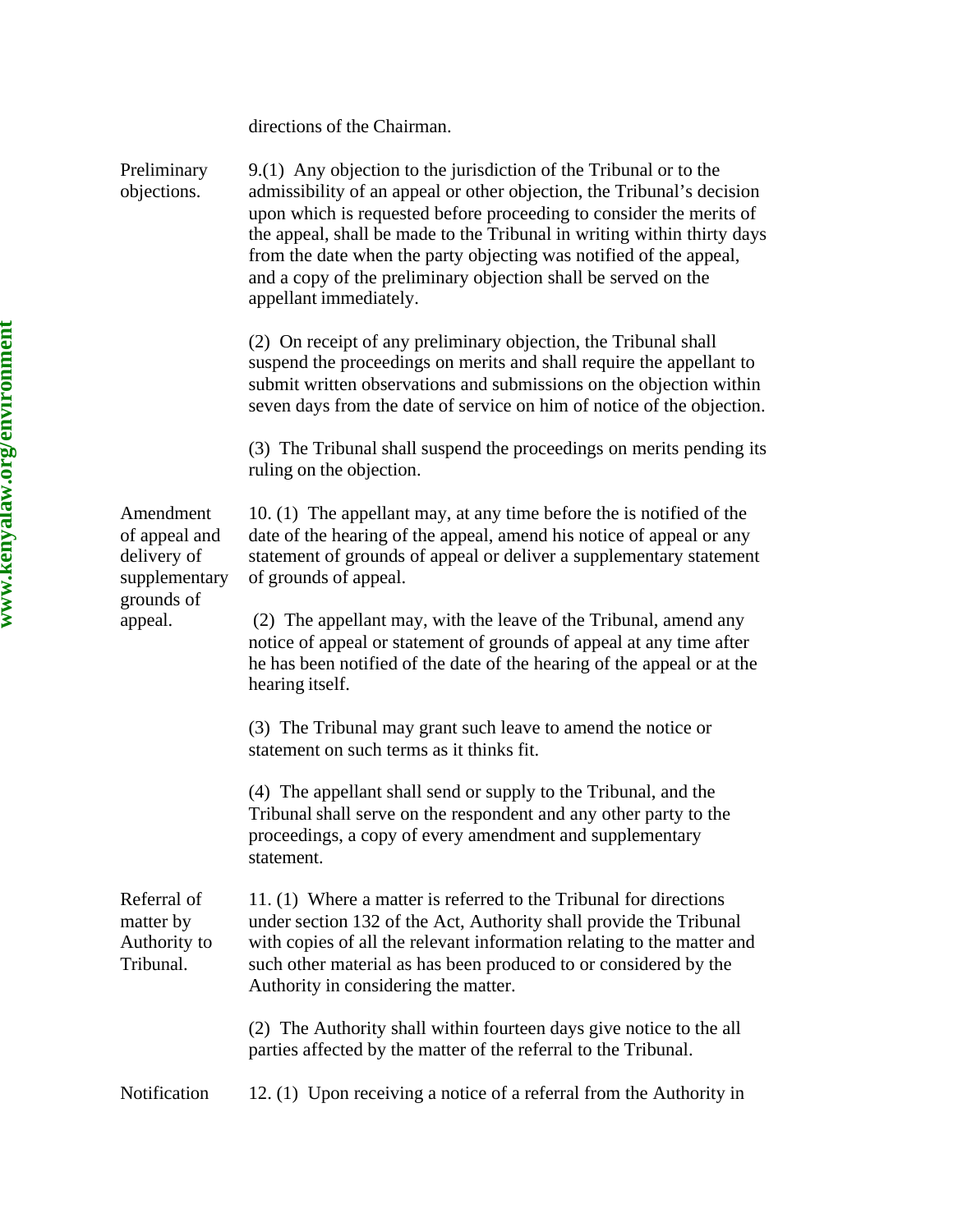directions of the Chairman.

**Preliminary objections.**

9.(1) Any objection to the jurisdiction of the Tribunal or to the admissibility of an appeal or other objection, the Tribunal's decision upon which is requested before proceeding to consider the merits of the appeal, shall be made to the Tribunal in writing within thirty days from the date when the party objecting was notified of the appeal, and a copy of the preliminary objection shall be served on the appellant immediately.

(2) On receipt of any preliminary objection, the Tribunal shall suspend the proceedings on merits and shall require the appellant to submit written observations and submissions on the objection within seven days from the date of service on him of notice of the objection.

(3) The Tribunal shall suspend the proceedings on merits pending its ruling on the objection.

**Amendment of appeal and delivery of supplementary grounds of appeal.**

10. (1) The appellant may, at any time before the is notified of the date of the hearing of the appeal, amend his notice of appeal or any statement of grounds of appeal or deliver a supplementary statement of grounds of appeal.

(2) The appellant may, with the leave of the Tribunal, amend any notice of appeal or statement of grounds of appeal at any time after he has been notified of the date of the hearing of the appeal or at the hearing itself.

(3) The Tribunal may grant such leave to amend the notice or statement on such terms as it thinks fit.

(4) The appellant shall send or supply to the Tribunal, and the Tribunal shall serve on the respondent and any other party to the proceedings, a copy of every amendment and supplementary statement.

**Referral of matter by Authority to Tribunal.**

11. (1) Where a matter is referred to the Tribunal for directions under section 132 of the Act, Authority shall provide the Tribunal with copies of all the relevant information relating to the matter and such other material as has been produced to or considered by the Authority in considering the matter.

(2) The Authority shall within fourteen days give notice to the all parties affected by the matter of the referral to the Tribunal.

**Notification**

12. (1) Upon receiving a notice of a referral from the Authority in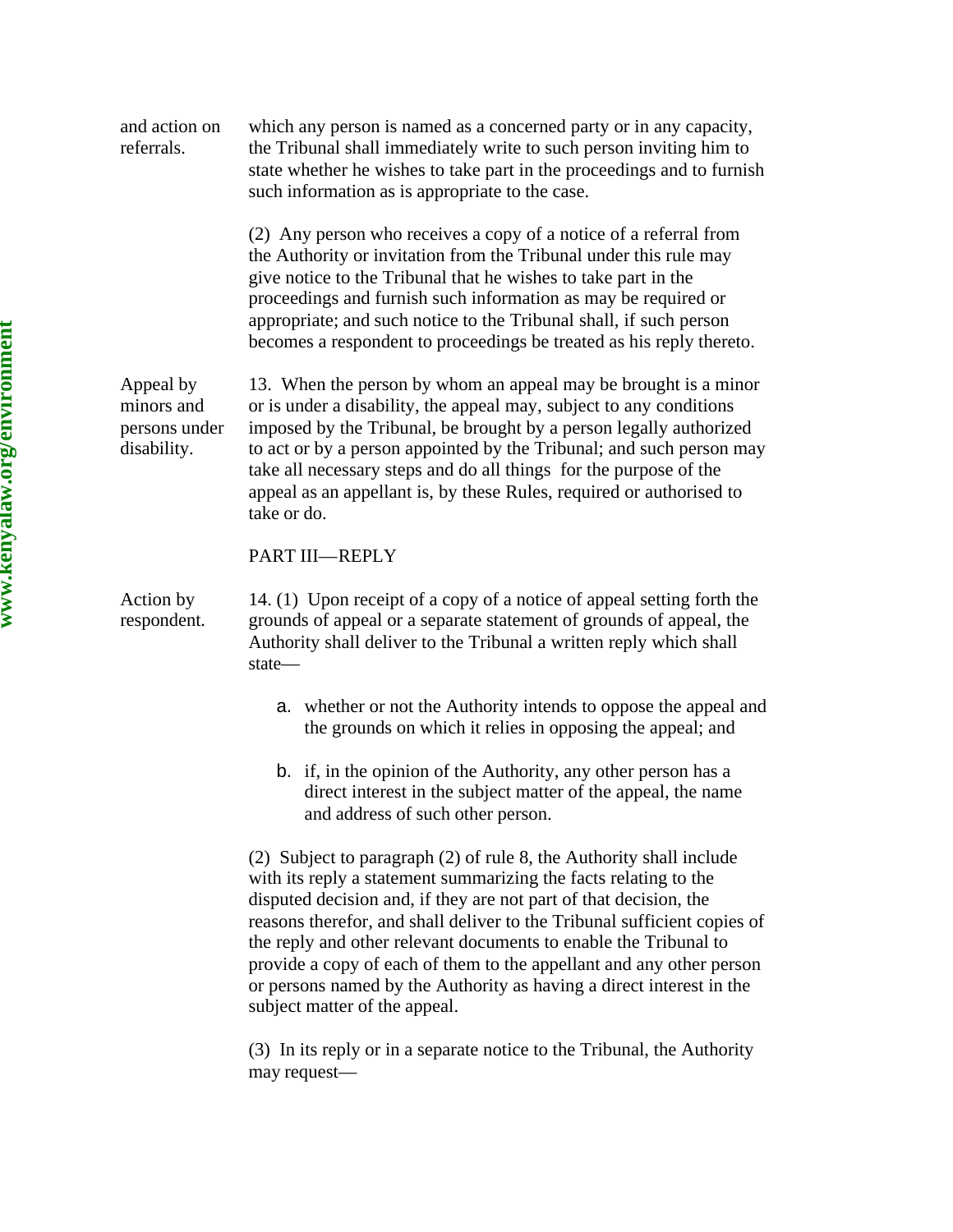and action on referrals.

which any person is named as a concerned party or in any capacity, the Tribunal shall immediately write to such person inviting him to state whether he wishes to take part in the proceedings and to furnish such information as is appropriate to the case.

(2) Any person who receives a copy of a notice of a referral from the Authority or invitation from the Tribunal under this rule may give notice to the Tribunal that he wishes to take part in the proceedings and furnish such information as may be required or appropriate; and such notice to the Tribunal shall, if such person becomes a respondent to proceedings be treated as his reply thereto.

Appeal by minors and persons under disability.

13. When the person by whom an appeal may be brought is a minor or is under a disability, the appeal may, subject to any conditions imposed by the Tribunal, be brought by a person legally authorized to act or by a person appointed by the Tribunal; and such person may take all necessary steps and do all things for the purpose of the appeal as an appellant is, by these Rules, required or authorised to take or do.

## PART III—REPLY

Action by respondent.

14. (1) Upon receipt of a copy of a notice of appeal setting forth the grounds of appeal or a separate statement of grounds of appeal, the Authority shall deliver to the Tribunal a written reply which shall state—

a. whether or not the Authority intends to oppose the appeal and the grounds on which it relies in opposing the appeal; and

b. if, in the opinion of the Authority, any other person has a direct interest in the subject matter of the appeal, the name and address of such other person.

(2) Subject to paragraph (2) of rule 8, the Authority shall include with its reply a statement summarizing the facts relating to the disputed decision and, if they are not part of that decision, the reasons therefor, and shall deliver to the Tribunal sufficient copies of the reply and other relevant documents to enable the Tribunal to provide a copy of each of them to the appellant and any other person or persons named by the Authority as having a direct interest in the subject matter of the appeal.

(3) In its reply or in a separate notice to the Tribunal, the Authority may request—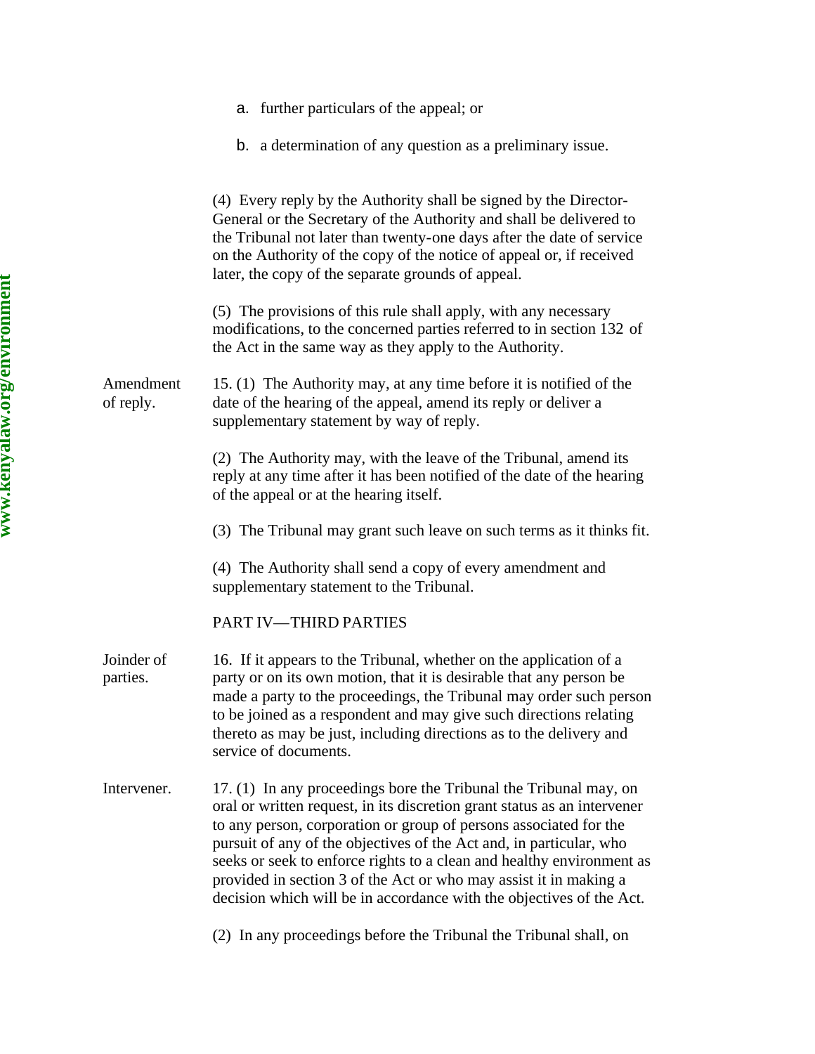a. further particulars of the appeal; or

b. a determination of any question as a preliminary issue.

(4) Every reply by the Authority shall be signed by the Director-General or the Secretary of the Authority and shall be delivered to the Tribunal not later than twenty-one days after the date of service on the Authority of the copy of the notice of appeal or, if received later, the copy of the separate grounds of appeal.

(5) The provisions of this rule shall apply, with any necessary modifications, to the concerned parties referred to in section 132 of the Act in the same way as they apply to the Authority.

Amendment of reply.

15. (1) The Authority may, at any time before it is notified of the date of the hearing of the appeal, amend its reply or deliver a supplementary statement by way of reply.

(2) The Authority may, with the leave of the Tribunal, amend its reply at any time after it has been notified of the date of the hearing of the appeal or at the hearing itself.

(3) The Tribunal may grant such leave on such terms as it thinks fit.

(4) The Authority shall send a copy of every amendment and supplementary statement to the Tribunal.

## PART IV—THIRD PARTIES

Joinder of parties.

16. If it appears to the Tribunal, whether on the application of a party or on its own motion, that it is desirable that any person be made a party to the proceedings, the Tribunal may order such person to be joined as a respondent and may give such directions relating thereto as may be just, including directions as to the delivery and service of documents.

Intervener.

17. (1) In any proceedings bore the Tribunal the Tribunal may, on oral or written request, in its discretion grant status as an intervener to any person, corporation or group of persons associated for the pursuit of any of the objectives of the Act and, in particular, who seeks or seek to enforce rights to a clean and healthy environment as provided in section 3 of the Act or who may assist it in making a decision which will be in accordance with the objectives of the Act.

(2) In any proceedings before the Tribunal the Tribunal shall, on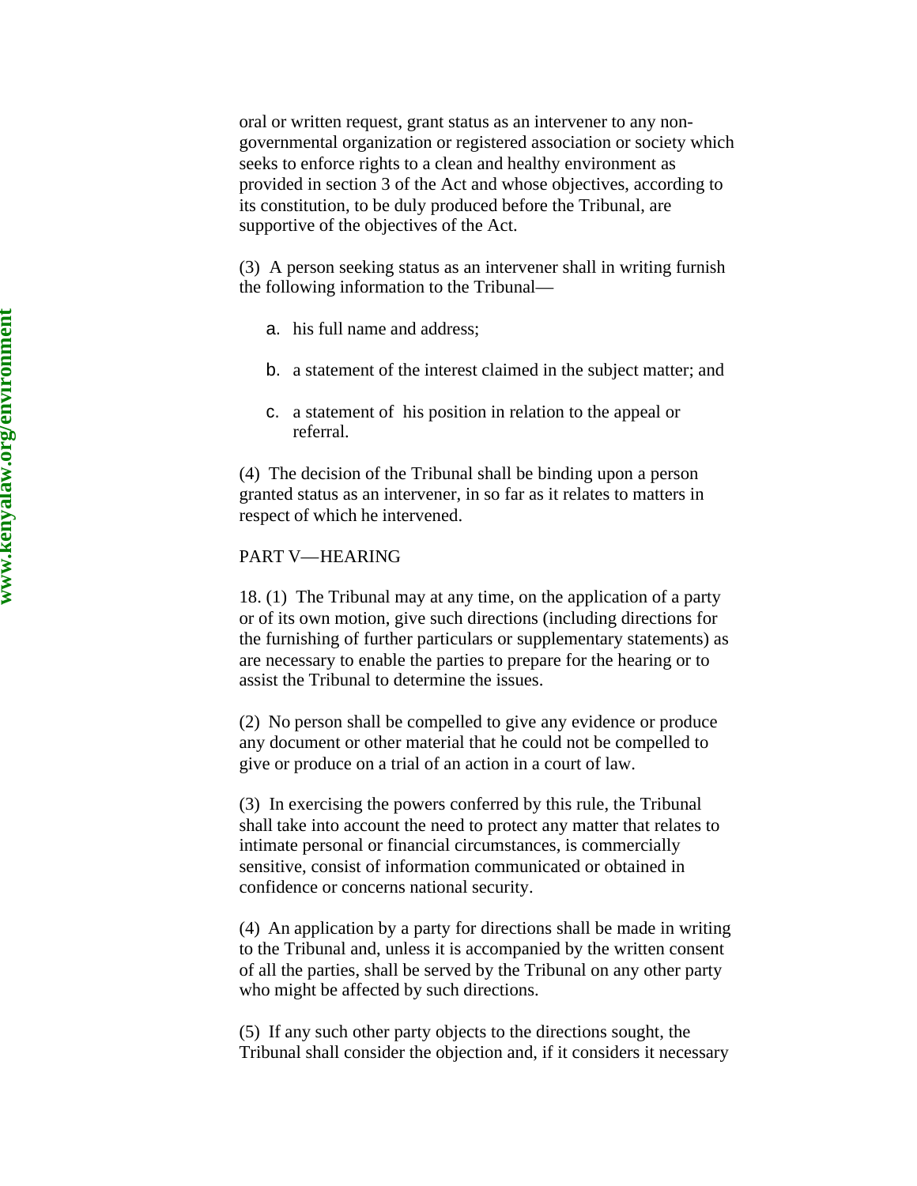oral or written request, grant status as an intervener to any non-governmental organization or registered association or society which seeks to enforce rights to a clean and healthy environment as provided in section 3 of the Act and whose objectives, according to its constitution, to be duly produced before the Tribunal, are supportive of the objectives of the Act.

(3) A person seeking status as an intervener shall in writing furnish the following information to the Tribunal—

a. his full name and address;

b. a statement of the interest claimed in the subject matter; and

c. a statement of his position in relation to the appeal or referral.

(4) The decision of the Tribunal shall be binding upon a person granted status as an intervener, in so far as it relates to matters in respect of which he intervened.

PART V—HEARING

18. (1) The Tribunal may at any time, on the application of a party or of its own motion, give such directions (including directions for the furnishing of further particulars or supplementary statements) as are necessary to enable the parties to prepare for the hearing or to assist the Tribunal to determine the issues.

(2) No person shall be compelled to give any evidence or produce any document or other material that he could not be compelled to give or produce on a trial of an action in a court of law.

(3) In exercising the powers conferred by this rule, the Tribunal shall take into account the need to protect any matter that relates to intimate personal or financial circumstances, is commercially sensitive, consist of information communicated or obtained in confidence or concerns national security.

(4) An application by a party for directions shall be made in writing to the Tribunal and, unless it is accompanied by the written consent of all the parties, shall be served by the Tribunal on any other party who might be affected by such directions.

(5) If any such other party objects to the directions sought, the Tribunal shall consider the objection and, if it considers it necessary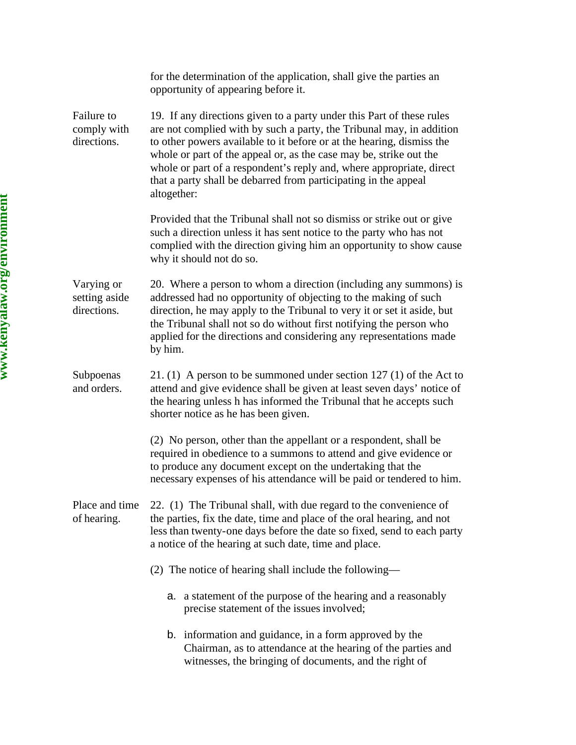for the determination of the application, shall give the parties an opportunity of appearing before it.

**Failure to comply with directions.**

19. If any directions given to a party under this Part of these rules are not complied with by such a party, the Tribunal may, in addition to other powers available to it before or at the hearing, dismiss the whole or part of the appeal or, as the case may be, strike out the whole or part of a respondent's reply and, where appropriate, direct that a party shall be debarred from participating in the appeal altogether:

Provided that the Tribunal shall not so dismiss or strike out or give such a direction unless it has sent notice to the party who has not complied with the direction giving him an opportunity to show cause why it should not do so.

**Varying or setting aside directions.**

20. Where a person to whom a direction (including any summons) is addressed had no opportunity of objecting to the making of such direction, he may apply to the Tribunal to very it or set it aside, but the Tribunal shall not so do without first notifying the person who applied for the directions and considering any representations made by him.

**Subpoenas and orders.**

21. (1) A person to be summoned under section 127 (1) of the Act to attend and give evidence shall be given at least seven days' notice of the hearing unless h has informed the Tribunal that he accepts such shorter notice as he has been given.

(2) No person, other than the appellant or a respondent, shall be required in obedience to a summons to attend and give evidence or to produce any document except on the undertaking that the necessary expenses of his attendance will be paid or tendered to him.

**Place and time of hearing.**

22. (1) The Tribunal shall, with due regard to the convenience of the parties, fix the date, time and place of the oral hearing, and not less than twenty-one days before the date so fixed, send to each party a notice of the hearing at such date, time and place.

(2) The notice of hearing shall include the following—

a. a statement of the purpose of the hearing and a reasonably precise statement of the issues involved;

b. information and guidance, in a form approved by the Chairman, as to attendance at the hearing of the parties and witnesses, the bringing of documents, and the right of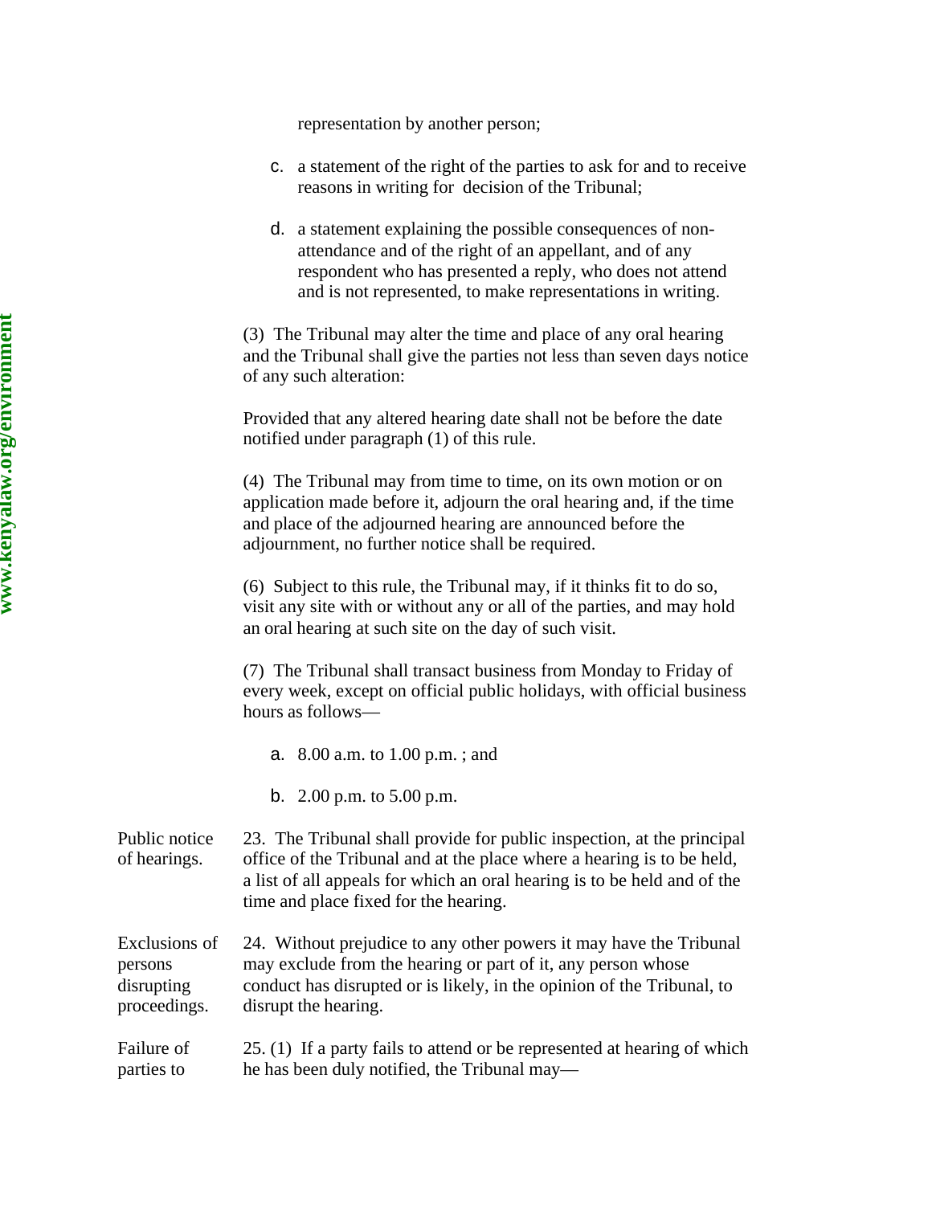representation by another person;

c. a statement of the right of the parties to ask for and to receive reasons in writing for decision of the Tribunal;

d. a statement explaining the possible consequences of non-attendance and of the right of an appellant, and of any respondent who has presented a reply, who does not attend and is not represented, to make representations in writing.

(3) The Tribunal may alter the time and place of any oral hearing and the Tribunal shall give the parties not less than seven days notice of any such alteration:

Provided that any altered hearing date shall not be before the date notified under paragraph (1) of this rule.

(4) The Tribunal may from time to time, on its own motion or on application made before it, adjourn the oral hearing and, if the time and place of the adjourned hearing are announced before the adjournment, no further notice shall be required.

(6) Subject to this rule, the Tribunal may, if it thinks fit to do so, visit any site with or without any or all of the parties, and may hold an oral hearing at such site on the day of such visit.

(7) The Tribunal shall transact business from Monday to Friday of every week, except on official public holidays, with official business hours as follows—

a. 8.00 a.m. to 1.00 p.m. ; and

b. 2.00 p.m. to 5.00 p.m.

**Public notice of hearings.**

23. The Tribunal shall provide for public inspection, at the principal office of the Tribunal and at the place where a hearing is to be held, a list of all appeals for which an oral hearing is to be held and of the time and place fixed for the hearing.

**Exclusions of persons disrupting proceedings.**

24. Without prejudice to any other powers it may have the Tribunal may exclude from the hearing or part of it, any person whose conduct has disrupted or is likely, in the opinion of the Tribunal, to disrupt the hearing.

**Failure of parties to**

25. (1) If a party fails to attend or be represented at hearing of which he has been duly notified, the Tribunal may—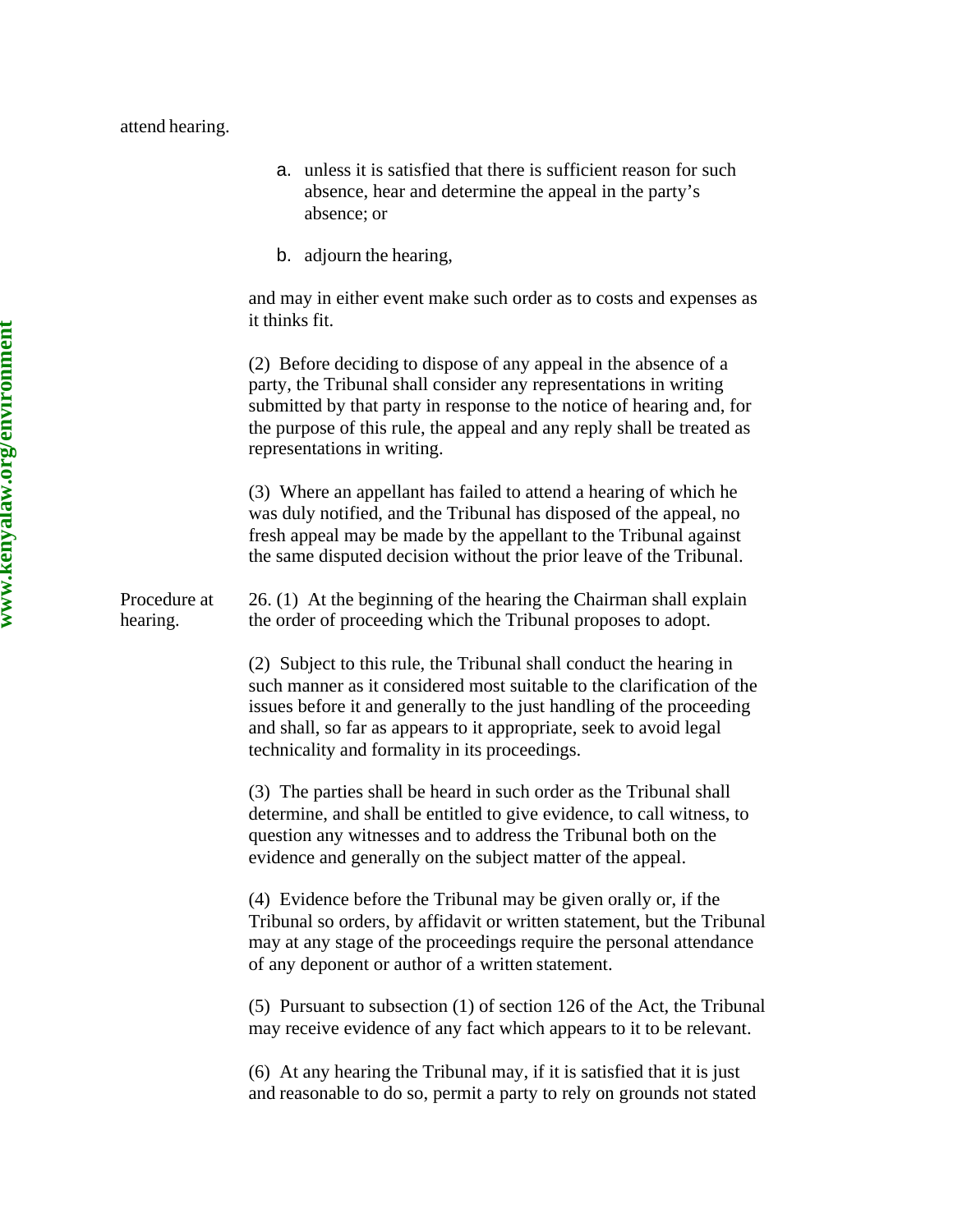attend hearing.

a. unless it is satisfied that there is sufficient reason for such absence, hear and determine the appeal in the party's absence; or

b. adjourn the hearing,

and may in either event make such order as to costs and expenses as it thinks fit.

(2) Before deciding to dispose of any appeal in the absence of a party, the Tribunal shall consider any representations in writing submitted by that party in response to the notice of hearing and, for the purpose of this rule, the appeal and any reply shall be treated as representations in writing.

(3) Where an appellant has failed to attend a hearing of which he was duly notified, and the Tribunal has disposed of the appeal, no fresh appeal may be made by the appellant to the Tribunal against the same disputed decision without the prior leave of the Tribunal.

Procedure at hearing.

26. (1) At the beginning of the hearing the Chairman shall explain the order of proceeding which the Tribunal proposes to adopt.

(2) Subject to this rule, the Tribunal shall conduct the hearing in such manner as it considered most suitable to the clarification of the issues before it and generally to the just handling of the proceeding and shall, so far as appears to it appropriate, seek to avoid legal technicality and formality in its proceedings.

(3) The parties shall be heard in such order as the Tribunal shall determine, and shall be entitled to give evidence, to call witness, to question any witnesses and to address the Tribunal both on the evidence and generally on the subject matter of the appeal.

(4) Evidence before the Tribunal may be given orally or, if the Tribunal so orders, by affidavit or written statement, but the Tribunal may at any stage of the proceedings require the personal attendance of any deponent or author of a written statement.

(5) Pursuant to subsection (1) of section 126 of the Act, the Tribunal may receive evidence of any fact which appears to it to be relevant.

(6) At any hearing the Tribunal may, if it is satisfied that it is just and reasonable to do so, permit a party to rely on grounds not stated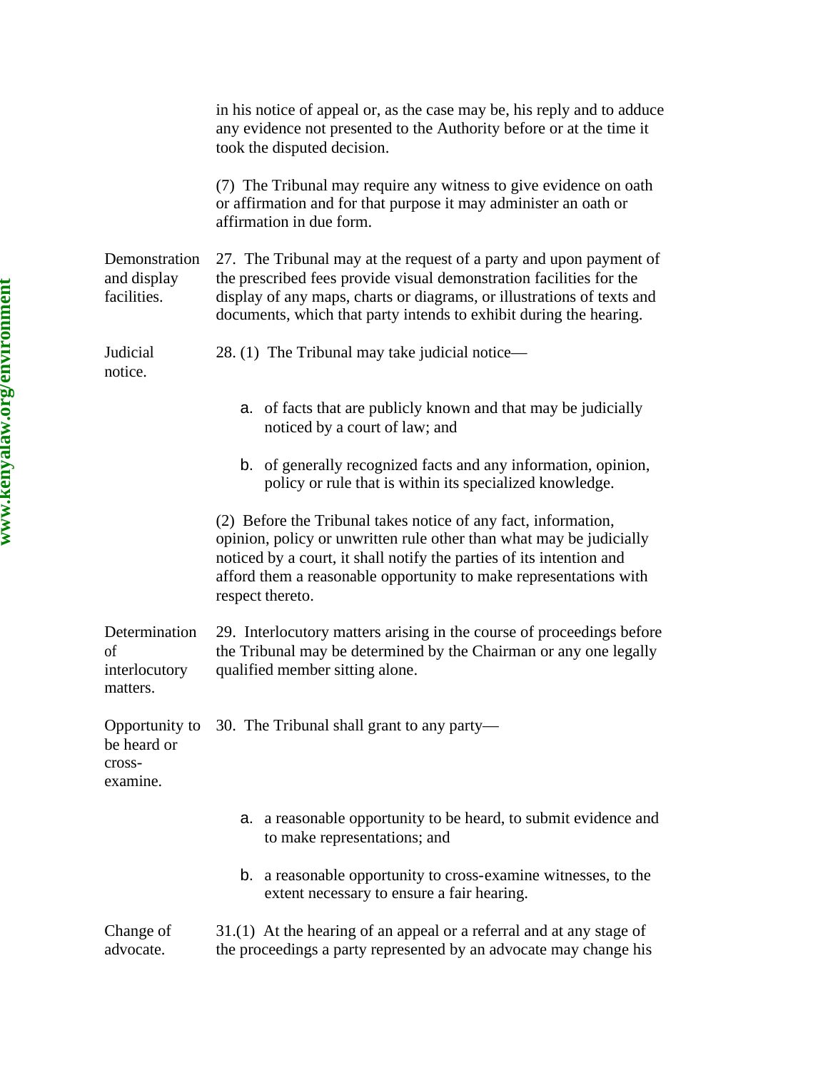in his notice of appeal or, as the case may be, his reply and to adduce any evidence not presented to the Authority before or at the time it took the disputed decision.

(7) The Tribunal may require any witness to give evidence on oath or affirmation and for that purpose it may administer an oath or affirmation in due form.

**Demonstration and display facilities.**

27. The Tribunal may at the request of a party and upon payment of the prescribed fees provide visual demonstration facilities for the display of any maps, charts or diagrams, or illustrations of texts and documents, which that party intends to exhibit during the hearing.

**Judicial notice.**

28. (1) The Tribunal may take judicial notice—

a. of facts that are publicly known and that may be judicially noticed by a court of law; and

b. of generally recognized facts and any information, opinion, policy or rule that is within its specialized knowledge.

(2) Before the Tribunal takes notice of any fact, information, opinion, policy or unwritten rule other than what may be judicially noticed by a court, it shall notify the parties of its intention and afford them a reasonable opportunity to make representations with respect thereto.

**Determination of interlocutory matters.**

29. Interlocutory matters arising in the course of proceedings before the Tribunal may be determined by the Chairman or any one legally qualified member sitting alone.

**Opportunity to be heard or cross-examine.**

30. The Tribunal shall grant to any party—

a. a reasonable opportunity to be heard, to submit evidence and to make representations; and

b. a reasonable opportunity to cross-examine witnesses, to the extent necessary to ensure a fair hearing.

**Change of advocate.**

31.(1) At the hearing of an appeal or a referral and at any stage of the proceedings a party represented by an advocate may change his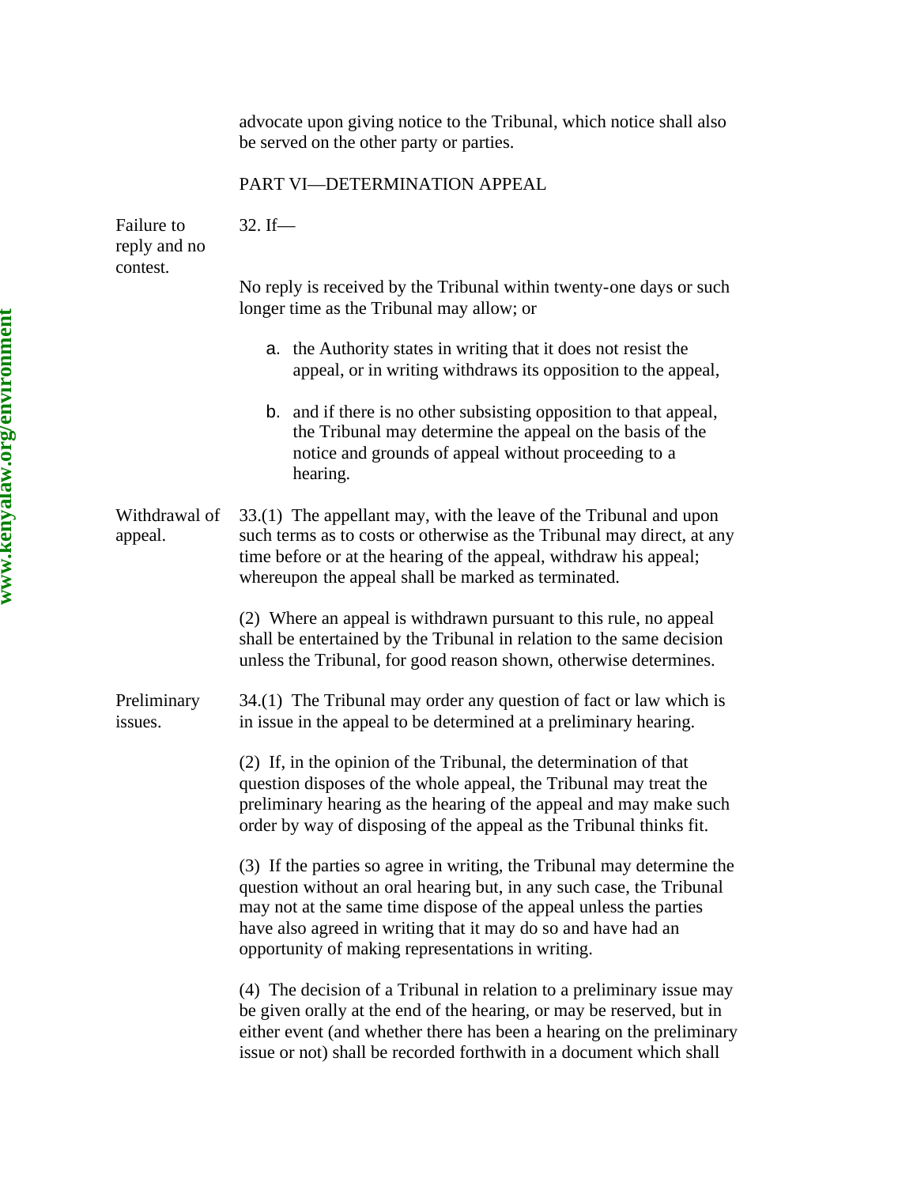advocate upon giving notice to the Tribunal, which notice shall also be served on the other party or parties.

## PART VI—DETERMINATION APPEAL

**Failure to reply and no contest.**

32. If—

No reply is received by the Tribunal within twenty-one days or such longer time as the Tribunal may allow; or

a. the Authority states in writing that it does not resist the appeal, or in writing withdraws its opposition to the appeal,

b. and if there is no other subsisting opposition to that appeal, the Tribunal may determine the appeal on the basis of the notice and grounds of appeal without proceeding to a hearing.

**Withdrawal of appeal.**

33.(1) The appellant may, with the leave of the Tribunal and upon such terms as to costs or otherwise as the Tribunal may direct, at any time before or at the hearing of the appeal, withdraw his appeal; whereupon the appeal shall be marked as terminated.

(2) Where an appeal is withdrawn pursuant to this rule, no appeal shall be entertained by the Tribunal in relation to the same decision unless the Tribunal, for good reason shown, otherwise determines.

**Preliminary issues.**

34.(1) The Tribunal may order any question of fact or law which is in issue in the appeal to be determined at a preliminary hearing.

(2) If, in the opinion of the Tribunal, the determination of that question disposes of the whole appeal, the Tribunal may treat the preliminary hearing as the hearing of the appeal and may make such order by way of disposing of the appeal as the Tribunal thinks fit.

(3) If the parties so agree in writing, the Tribunal may determine the question without an oral hearing but, in any such case, the Tribunal may not at the same time dispose of the appeal unless the parties have also agreed in writing that it may do so and have had an opportunity of making representations in writing.

(4) The decision of a Tribunal in relation to a preliminary issue may be given orally at the end of the hearing, or may be reserved, but in either event (and whether there has been a hearing on the preliminary issue or not) shall be recorded forthwith in a document which shall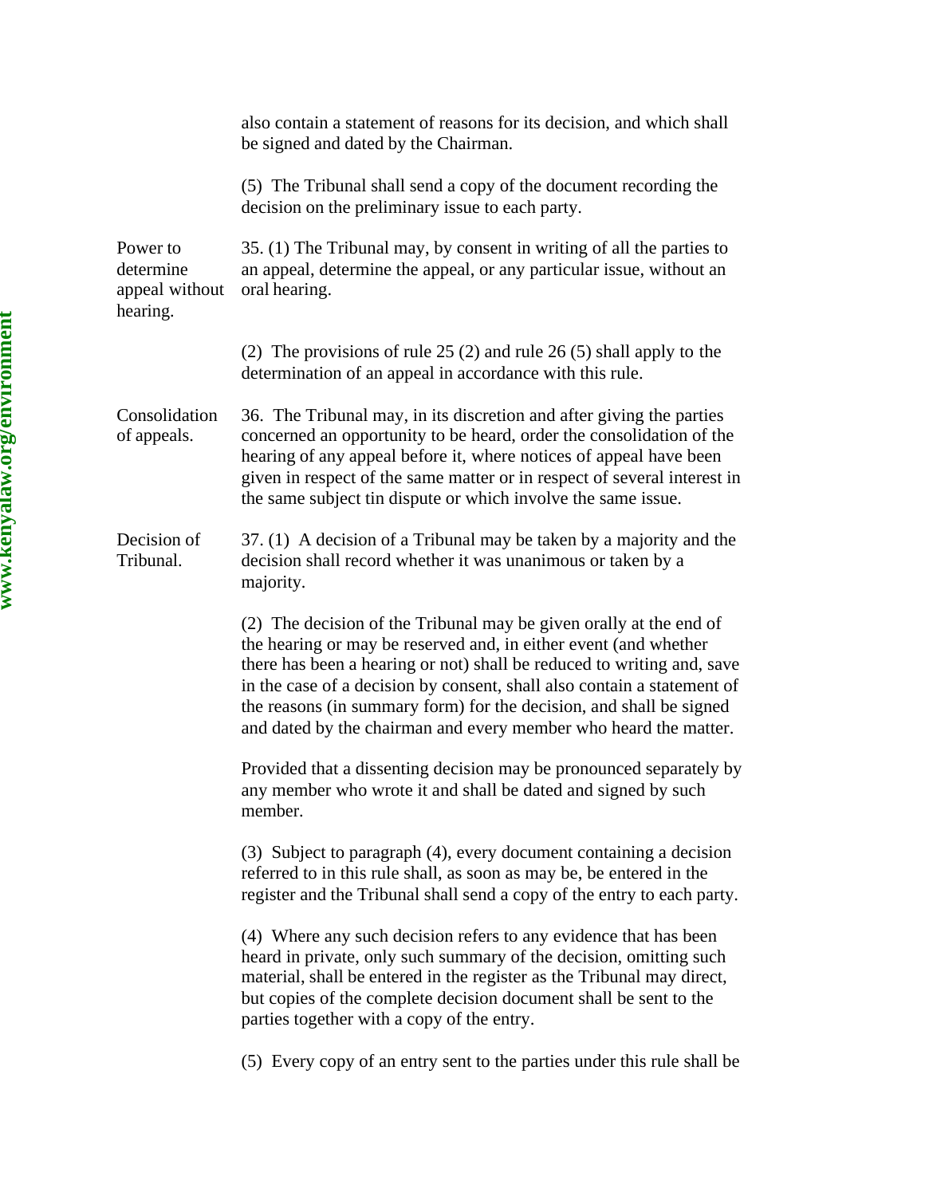also contain a statement of reasons for its decision, and which shall be signed and dated by the Chairman.

(5) The Tribunal shall send a copy of the document recording the decision on the preliminary issue to each party.

**Power to determine appeal without hearing.**

35. (1) The Tribunal may, by consent in writing of all the parties to an appeal, determine the appeal, or any particular issue, without an oral hearing.

(2) The provisions of rule 25 (2) and rule 26 (5) shall apply to the determination of an appeal in accordance with this rule.

**Consolidation of appeals.**

36. The Tribunal may, in its discretion and after giving the parties concerned an opportunity to be heard, order the consolidation of the hearing of any appeal before it, where notices of appeal have been given in respect of the same matter or in respect of several interest in the same subject tin dispute or which involve the same issue.

**Decision of Tribunal.**

37. (1) A decision of a Tribunal may be taken by a majority and the decision shall record whether it was unanimous or taken by a majority.

(2) The decision of the Tribunal may be given orally at the end of the hearing or may be reserved and, in either event (and whether there has been a hearing or not) shall be reduced to writing and, save in the case of a decision by consent, shall also contain a statement of the reasons (in summary form) for the decision, and shall be signed and dated by the chairman and every member who heard the matter.

Provided that a dissenting decision may be pronounced separately by any member who wrote it and shall be dated and signed by such member.

(3) Subject to paragraph (4), every document containing a decision referred to in this rule shall, as soon as may be, be entered in the register and the Tribunal shall send a copy of the entry to each party.

(4) Where any such decision refers to any evidence that has been heard in private, only such summary of the decision, omitting such material, shall be entered in the register as the Tribunal may direct, but copies of the complete decision document shall be sent to the parties together with a copy of the entry.

(5) Every copy of an entry sent to the parties under this rule shall be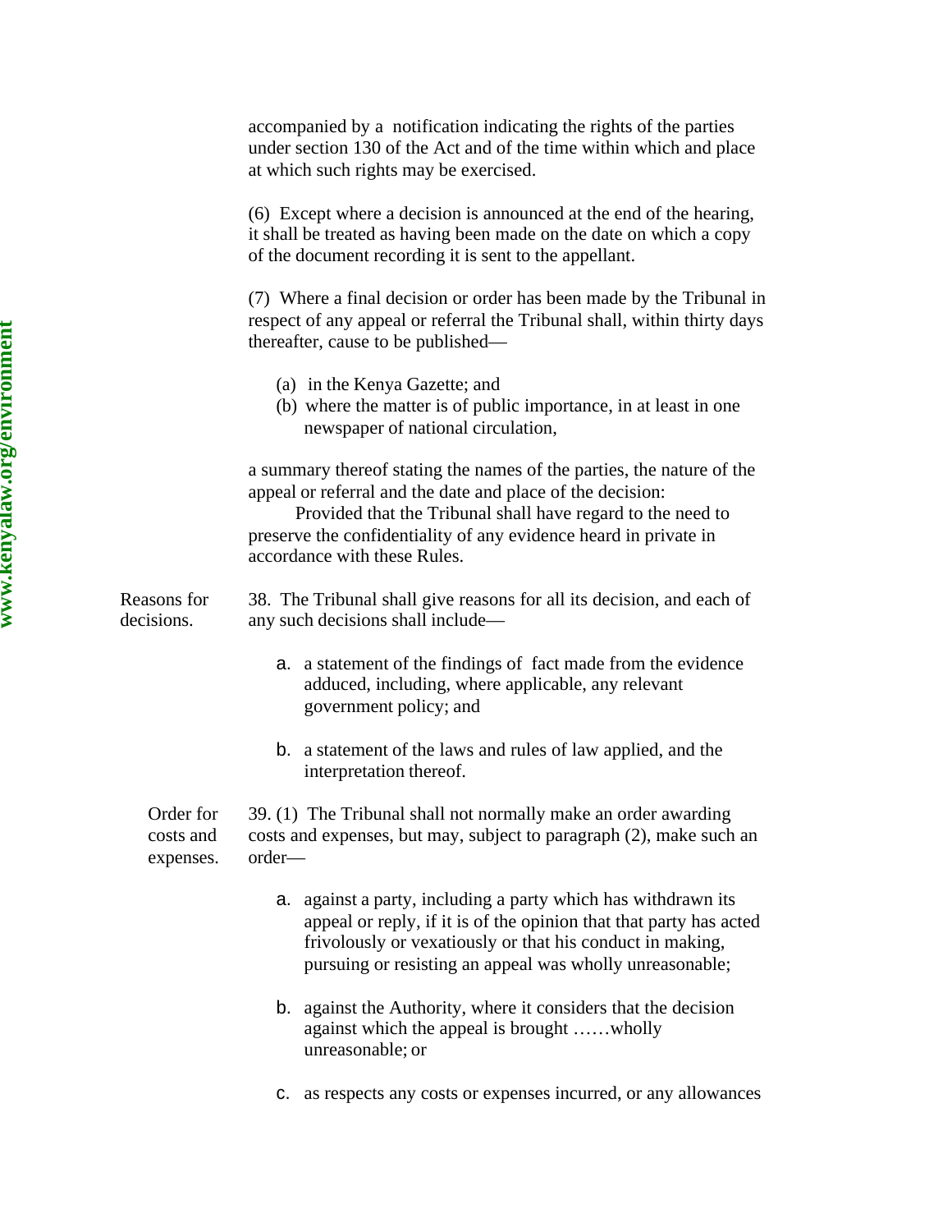accompanied by a notification indicating the rights of the parties under section 130 of the Act and of the time within which and place at which such rights may be exercised.

(6) Except where a decision is announced at the end of the hearing, it shall be treated as having been made on the date on which a copy of the document recording it is sent to the appellant.

(7) Where a final decision or order has been made by the Tribunal in respect of any appeal or referral the Tribunal shall, within thirty days thereafter, cause to be published—

(a) in the Kenya Gazette; and
(b) where the matter is of public importance, in at least in one newspaper of national circulation,

a summary thereof stating the names of the parties, the nature of the appeal or referral and the date and place of the decision:

Provided that the Tribunal shall have regard to the need to preserve the confidentiality of any evidence heard in private in accordance with these Rules.

*Reasons for decisions.*

38. The Tribunal shall give reasons for all its decision, and each of any such decisions shall include—

a. a statement of the findings of fact made from the evidence adduced, including, where applicable, any relevant government policy; and

b. a statement of the laws and rules of law applied, and the interpretation thereof.

*Order for costs and expenses.*

39. (1) The Tribunal shall not normally make an order awarding costs and expenses, but may, subject to paragraph (2), make such an order—

a. against a party, including a party which has withdrawn its appeal or reply, if it is of the opinion that that party has acted frivolously or vexatiously or that his conduct in making, pursuing or resisting an appeal was wholly unreasonable;

b. against the Authority, where it considers that the decision against which the appeal is brought ……wholly unreasonable; or

c. as respects any costs or expenses incurred, or any allowances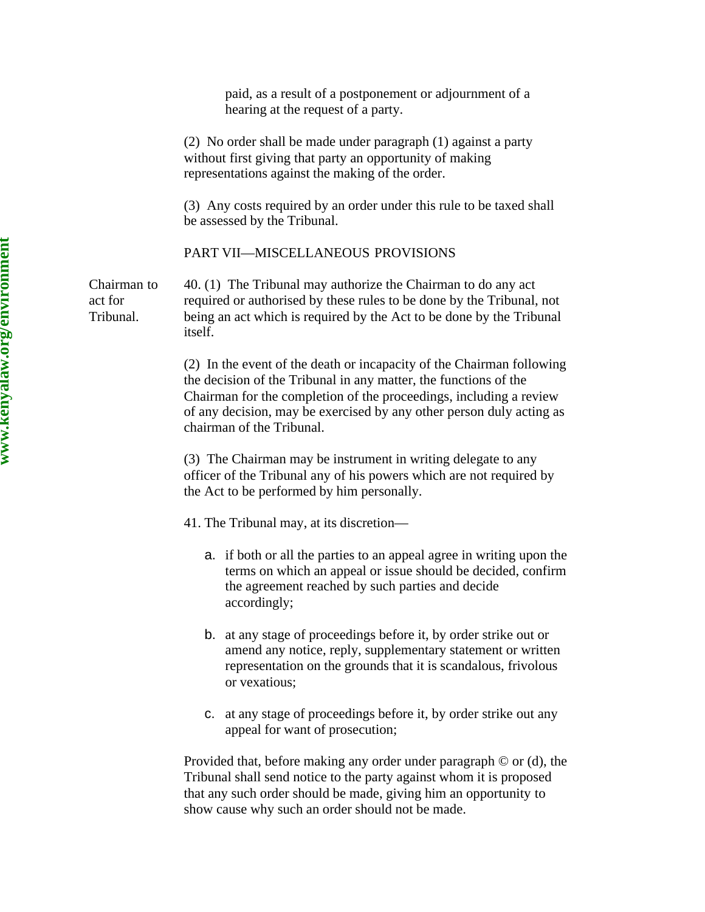paid, as a result of a postponement or adjournment of a hearing at the request of a party.

(2) No order shall be made under paragraph (1) against a party without first giving that party an opportunity of making representations against the making of the order.

(3) Any costs required by an order under this rule to be taxed shall be assessed by the Tribunal.

PART VII—MISCELLANEOUS PROVISIONS

Chairman to act for Tribunal.

40. (1) The Tribunal may authorize the Chairman to do any act required or authorised by these rules to be done by the Tribunal, not being an act which is required by the Act to be done by the Tribunal itself.

(2) In the event of the death or incapacity of the Chairman following the decision of the Tribunal in any matter, the functions of the Chairman for the completion of the proceedings, including a review of any decision, may be exercised by any other person duly acting as chairman of the Tribunal.

(3) The Chairman may be instrument in writing delegate to any officer of the Tribunal any of his powers which are not required by the Act to be performed by him personally.

41. The Tribunal may, at its discretion—

a. if both or all the parties to an appeal agree in writing upon the terms on which an appeal or issue should be decided, confirm the agreement reached by such parties and decide accordingly;

b. at any stage of proceedings before it, by order strike out or amend any notice, reply, supplementary statement or written representation on the grounds that it is scandalous, frivolous or vexatious;

c. at any stage of proceedings before it, by order strike out any appeal for want of prosecution;

Provided that, before making any order under paragraph © or (d), the Tribunal shall send notice to the party against whom it is proposed that any such order should be made, giving him an opportunity to show cause why such an order should not be made.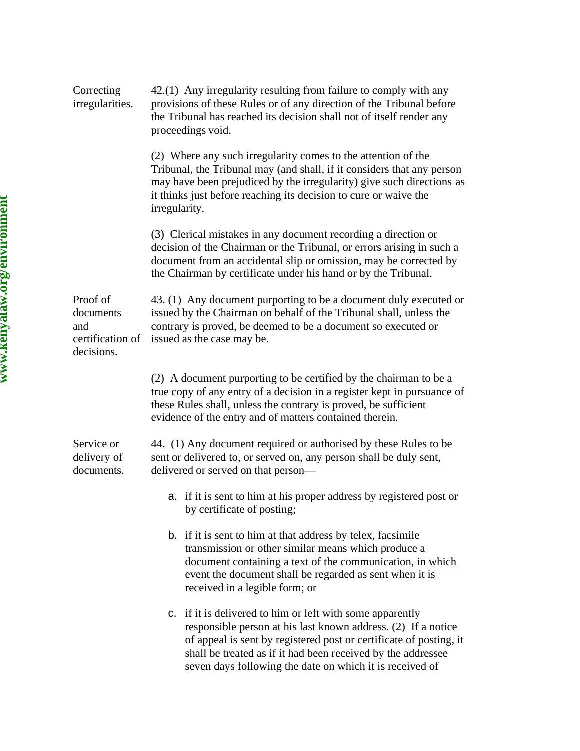**Correcting irregularities.**

42.(1) Any irregularity resulting from failure to comply with any provisions of these Rules or of any direction of the Tribunal before the Tribunal has reached its decision shall not of itself render any proceedings void.

(2) Where any such irregularity comes to the attention of the Tribunal, the Tribunal may (and shall, if it considers that any person may have been prejudiced by the irregularity) give such directions as it thinks just before reaching its decision to cure or waive the irregularity.

(3) Clerical mistakes in any document recording a direction or decision of the Chairman or the Tribunal, or errors arising in such a document from an accidental slip or omission, may be corrected by the Chairman by certificate under his hand or by the Tribunal.

**Proof of documents and certification of decisions.**

43. (1) Any document purporting to be a document duly executed or issued by the Chairman on behalf of the Tribunal shall, unless the contrary is proved, be deemed to be a document so executed or issued as the case may be.

(2) A document purporting to be certified by the chairman to be a true copy of any entry of a decision in a register kept in pursuance of these Rules shall, unless the contrary is proved, be sufficient evidence of the entry and of matters contained therein.

**Service or delivery of documents.**

44. (1) Any document required or authorised by these Rules to be sent or delivered to, or served on, any person shall be duly sent, delivered or served on that person—

a. if it is sent to him at his proper address by registered post or by certificate of posting;

b. if it is sent to him at that address by telex, facsimile transmission or other similar means which produce a document containing a text of the communication, in which event the document shall be regarded as sent when it is received in a legible form; or

c. if it is delivered to him or left with some apparently responsible person at his last known address. (2) If a notice of appeal is sent by registered post or certificate of posting, it shall be treated as if it had been received by the addressee seven days following the date on which it is received of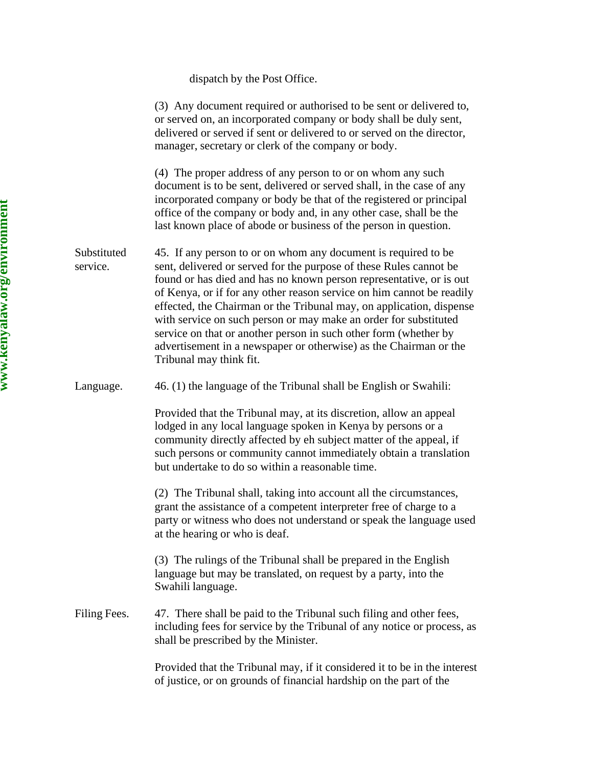dispatch by the Post Office.

(3) Any document required or authorised to be sent or delivered to, or served on, an incorporated company or body shall be duly sent, delivered or served if sent or delivered to or served on the director, manager, secretary or clerk of the company or body.

(4) The proper address of any person to or on whom any such document is to be sent, delivered or served shall, in the case of any incorporated company or body be that of the registered or principal office of the company or body and, in any other case, shall be the last known place of abode or business of the person in question.

Substituted service.

45. If any person to or on whom any document is required to be sent, delivered or served for the purpose of these Rules cannot be found or has died and has no known person representative, or is out of Kenya, or if for any other reason service on him cannot be readily effected, the Chairman or the Tribunal may, on application, dispense with service on such person or may make an order for substituted service on that or another person in such other form (whether by advertisement in a newspaper or otherwise) as the Chairman or the Tribunal may think fit.

Language.

46. (1) the language of the Tribunal shall be English or Swahili:

Provided that the Tribunal may, at its discretion, allow an appeal lodged in any local language spoken in Kenya by persons or a community directly affected by eh subject matter of the appeal, if such persons or community cannot immediately obtain a translation but undertake to do so within a reasonable time.

(2) The Tribunal shall, taking into account all the circumstances, grant the assistance of a competent interpreter free of charge to a party or witness who does not understand or speak the language used at the hearing or who is deaf.

(3) The rulings of the Tribunal shall be prepared in the English language but may be translated, on request by a party, into the Swahili language.

Filing Fees.

47. There shall be paid to the Tribunal such filing and other fees, including fees for service by the Tribunal of any notice or process, as shall be prescribed by the Minister.

Provided that the Tribunal may, if it considered it to be in the interest of justice, or on grounds of financial hardship on the part of the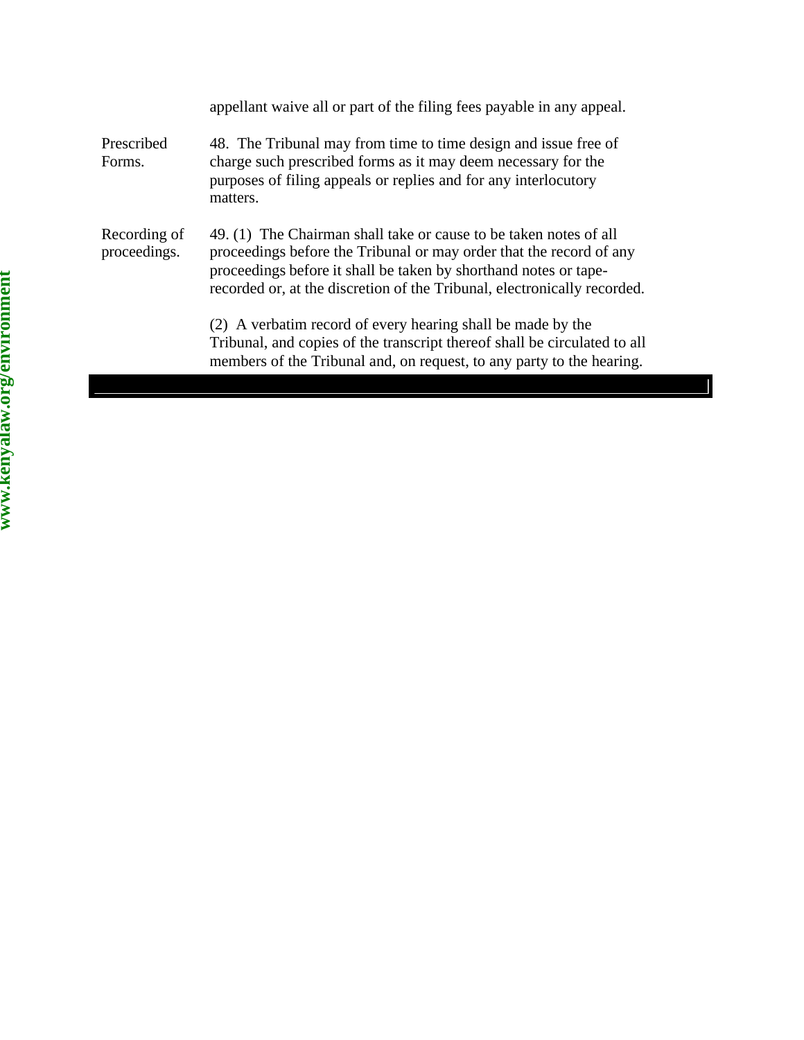appellant waive all or part of the filing fees payable in any appeal.

Prescribed Forms.

48. The Tribunal may from time to time design and issue free of charge such prescribed forms as it may deem necessary for the purposes of filing appeals or replies and for any interlocutory matters.

Recording of proceedings.

49. (1) The Chairman shall take or cause to be taken notes of all proceedings before the Tribunal or may order that the record of any proceedings before it shall be taken by shorthand notes or tape-recorded or, at the discretion of the Tribunal, electronically recorded.

(2) A verbatim record of every hearing shall be made by the Tribunal, and copies of the transcript thereof shall be circulated to all members of the Tribunal and, on request, to any party to the hearing.